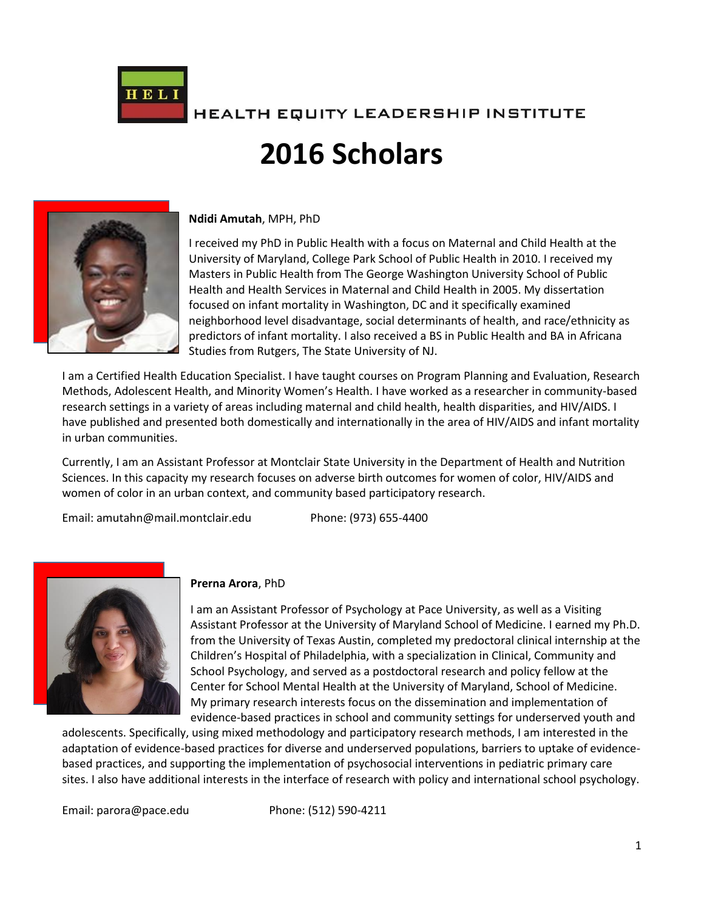HEALTH EQUITY LEADERSHIP INSTITUTE

# 2016 Scholars

**Ndidi Amutah**, MPH, PhD

I received my PhD in Public Health with a focus on Maternal and Child Health at the University of Maryland, College Park School of Public Health in 2010. I received my Masters in Public Health from The George Washington University School of Public Health and Health Services in Maternal and Child Health in 2005. My dissertation focused on infant mortality in Washington, DC and it specifically examined neighborhood level disadvantage, social determinants of health, and race/ethnicity as predictors of infant mortality. I also received a BS in Public Health and BA in Africana Studies from Rutgers, The State University of NJ.

I am a Certified Health Education Specialist. I have taught courses on Program Planning and Evaluation, Research Methods, Adolescent Health, and Minority Women's Health. I have worked as a researcher in community-based research settings in a variety of areas including maternal and child health, health disparities, and HIV/AIDS. I have published and presented both domestically and internationally in the area of HIV/AIDS and infant mortality in urban communities.

Currently, I am an Assistant Professor at Montclair State University in the Department of Health and Nutrition Sciences. In this capacity my research focuses on adverse birth outcomes for women of color, HIV/AIDS and women of color in an urban context, and community based participatory research.

Email: amutahn@mail.montclair.edu Phone: (973) 655-4400

**Prerna Arora**, PhD

I am an Assistant Professor of Psychology at Pace University, as well as a Visiting Assistant Professor at the University of Maryland School of Medicine. I earned my Ph.D. from the University of Texas Austin, completed my predoctoral clinical internship at the Children's Hospital of Philadelphia, with a specialization in Clinical, Community and School Psychology, and served as a postdoctoral research and policy fellow at the Center for School Mental Health at the University of Maryland, School of Medicine. My primary research interests focus on the dissemination and implementation of evidence-based practices in school and community settings for underserved youth and adolescents. Specifically, using mixed methodology and participatory research methods, I am interested in the adaptation of evidence-based practices for diverse and underserved populations, barriers to uptake of evidence-based practices, and supporting the implementation of psychosocial interventions in pediatric primary care sites. I also have additional interests in the interface of research with policy and international school psychology.

Email: parora@pace.edu Phone: (512) 590-4211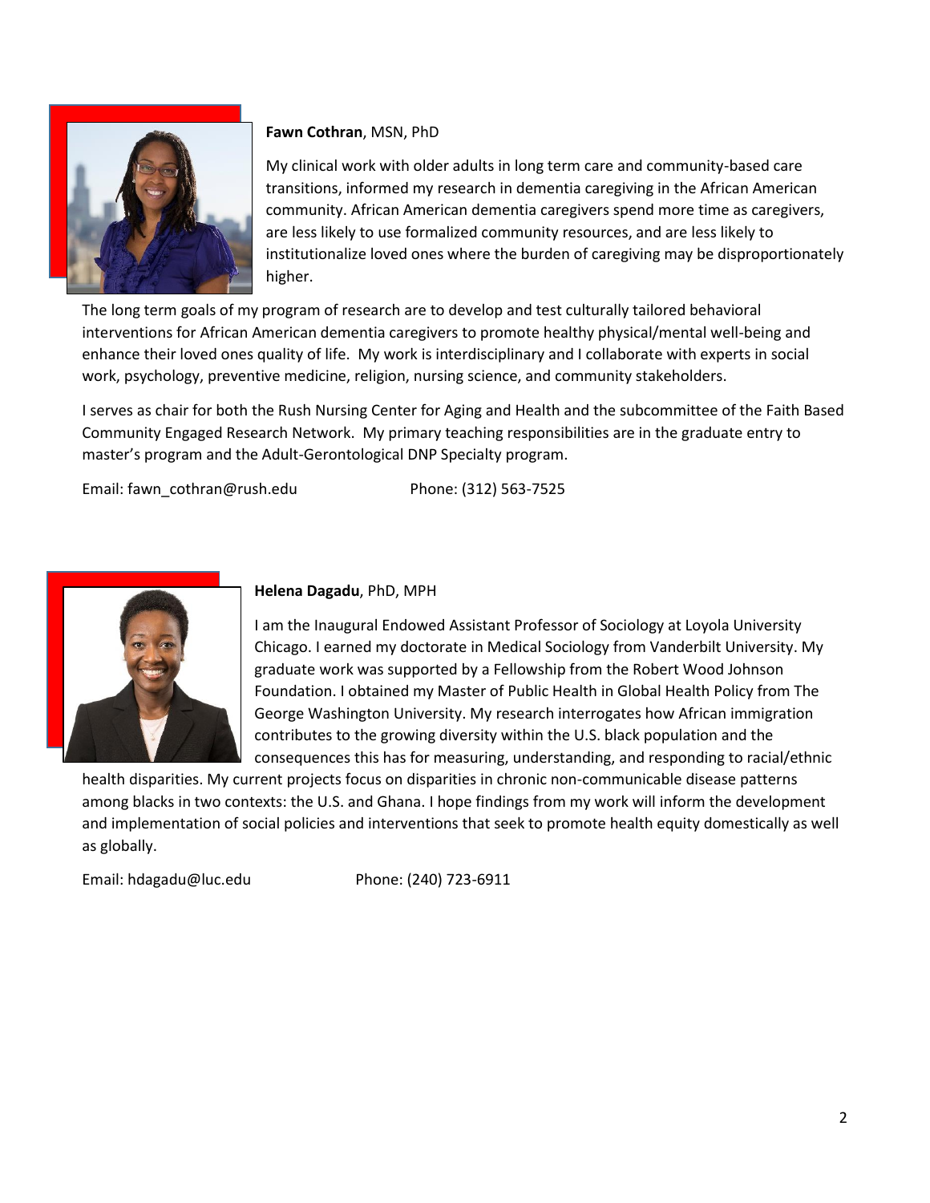**Fawn Cothran**, MSN, PhD

My clinical work with older adults in long term care and community-based care transitions, informed my research in dementia caregiving in the African American community. African American dementia caregivers spend more time as caregivers, are less likely to use formalized community resources, and are less likely to institutionalize loved ones where the burden of caregiving may be disproportionately higher.

The long term goals of my program of research are to develop and test culturally tailored behavioral interventions for African American dementia caregivers to promote healthy physical/mental well-being and enhance their loved ones quality of life. My work is interdisciplinary and I collaborate with experts in social work, psychology, preventive medicine, religion, nursing science, and community stakeholders.

I serves as chair for both the Rush Nursing Center for Aging and Health and the subcommittee of the Faith Based Community Engaged Research Network. My primary teaching responsibilities are in the graduate entry to master's program and the Adult-Gerontological DNP Specialty program.

Email: fawn_cothran@rush.edu Phone: (312) 563-7525

**Helena Dagadu**, PhD, MPH

I am the Inaugural Endowed Assistant Professor of Sociology at Loyola University Chicago. I earned my doctorate in Medical Sociology from Vanderbilt University. My graduate work was supported by a Fellowship from the Robert Wood Johnson Foundation. I obtained my Master of Public Health in Global Health Policy from The George Washington University. My research interrogates how African immigration contributes to the growing diversity within the U.S. black population and the consequences this has for measuring, understanding, and responding to racial/ethnic health disparities. My current projects focus on disparities in chronic non-communicable disease patterns among blacks in two contexts: the U.S. and Ghana. I hope findings from my work will inform the development and implementation of social policies and interventions that seek to promote health equity domestically as well as globally.

Email: hdagadu@luc.edu Phone: (240) 723-6911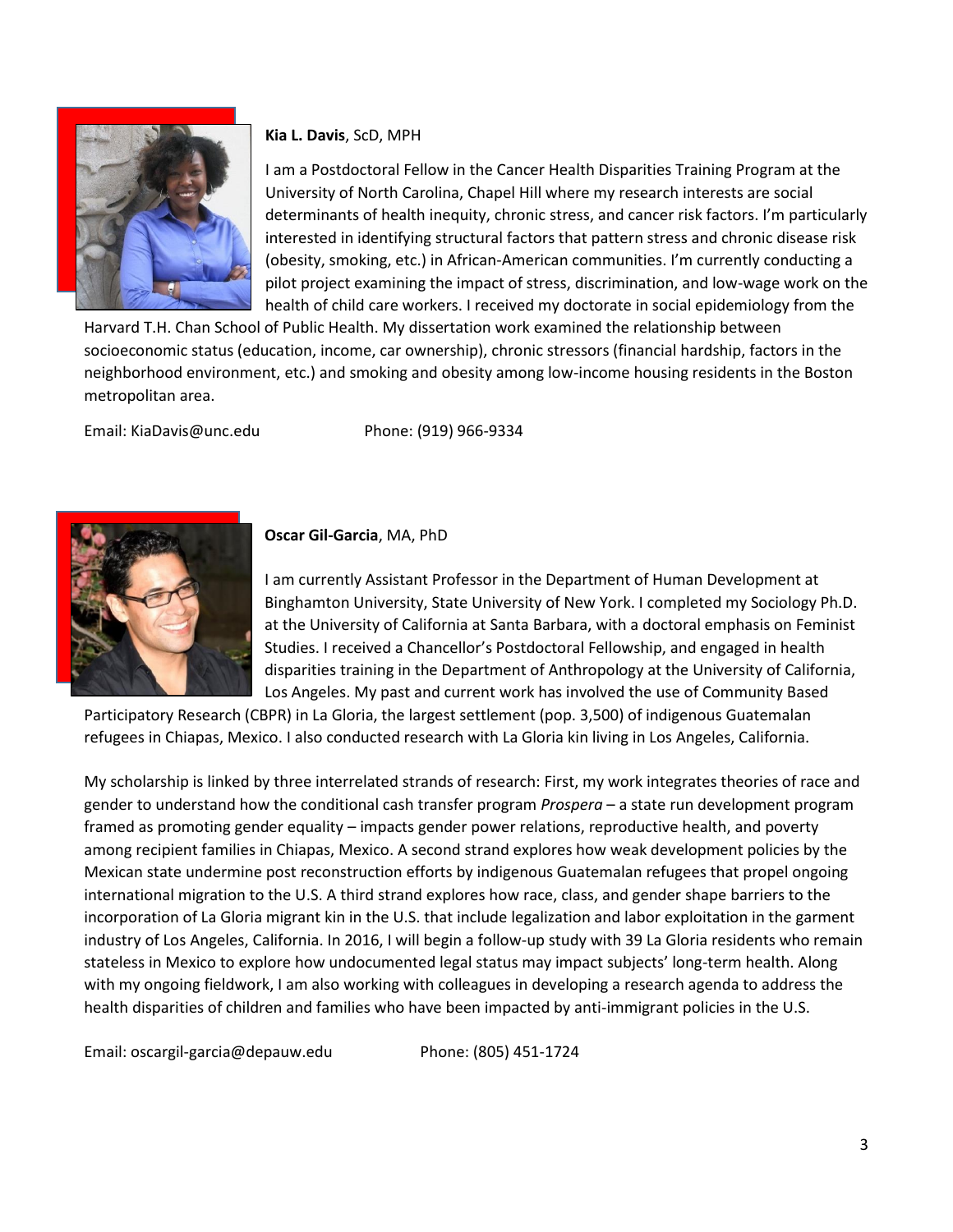**Kia L. Davis**, ScD, MPH

I am a Postdoctoral Fellow in the Cancer Health Disparities Training Program at the University of North Carolina, Chapel Hill where my research interests are social determinants of health inequity, chronic stress, and cancer risk factors. I'm particularly interested in identifying structural factors that pattern stress and chronic disease risk (obesity, smoking, etc.) in African-American communities. I'm currently conducting a pilot project examining the impact of stress, discrimination, and low-wage work on the health of child care workers. I received my doctorate in social epidemiology from the Harvard T.H. Chan School of Public Health. My dissertation work examined the relationship between socioeconomic status (education, income, car ownership), chronic stressors (financial hardship, factors in the neighborhood environment, etc.) and smoking and obesity among low-income housing residents in the Boston metropolitan area.

Email: KiaDavis@unc.edu Phone: (919) 966-9334

**Oscar Gil-Garcia**, MA, PhD

I am currently Assistant Professor in the Department of Human Development at Binghamton University, State University of New York. I completed my Sociology Ph.D. at the University of California at Santa Barbara, with a doctoral emphasis on Feminist Studies. I received a Chancellor's Postdoctoral Fellowship, and engaged in health disparities training in the Department of Anthropology at the University of California, Los Angeles. My past and current work has involved the use of Community Based Participatory Research (CBPR) in La Gloria, the largest settlement (pop. 3,500) of indigenous Guatemalan refugees in Chiapas, Mexico. I also conducted research with La Gloria kin living in Los Angeles, California.

My scholarship is linked by three interrelated strands of research: First, my work integrates theories of race and gender to understand how the conditional cash transfer program *Prospera* – a state run development program framed as promoting gender equality – impacts gender power relations, reproductive health, and poverty among recipient families in Chiapas, Mexico. A second strand explores how weak development policies by the Mexican state undermine post reconstruction efforts by indigenous Guatemalan refugees that propel ongoing international migration to the U.S. A third strand explores how race, class, and gender shape barriers to the incorporation of La Gloria migrant kin in the U.S. that include legalization and labor exploitation in the garment industry of Los Angeles, California. In 2016, I will begin a follow-up study with 39 La Gloria residents who remain stateless in Mexico to explore how undocumented legal status may impact subjects' long-term health. Along with my ongoing fieldwork, I am also working with colleagues in developing a research agenda to address the health disparities of children and families who have been impacted by anti-immigrant policies in the U.S.

Email: oscargil-garcia@depauw.edu Phone: (805) 451-1724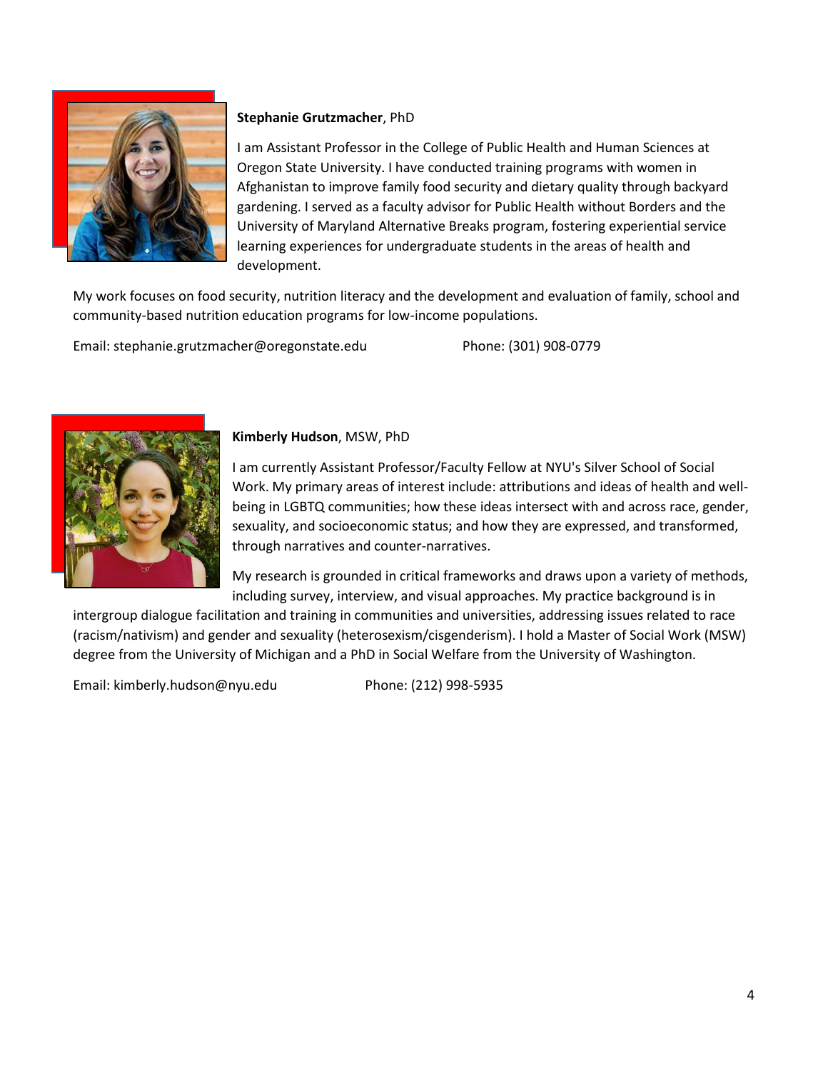**Stephanie Grutzmacher**, PhD

I am Assistant Professor in the College of Public Health and Human Sciences at Oregon State University. I have conducted training programs with women in Afghanistan to improve family food security and dietary quality through backyard gardening. I served as a faculty advisor for Public Health without Borders and the University of Maryland Alternative Breaks program, fostering experiential service learning experiences for undergraduate students in the areas of health and development.

My work focuses on food security, nutrition literacy and the development and evaluation of family, school and community-based nutrition education programs for low-income populations.

Email: stephanie.grutzmacher@oregonstate.edu Phone: (301) 908-0779

**Kimberly Hudson**, MSW, PhD

I am currently Assistant Professor/Faculty Fellow at NYU's Silver School of Social Work. My primary areas of interest include: attributions and ideas of health and well-being in LGBTQ communities; how these ideas intersect with and across race, gender, sexuality, and socioeconomic status; and how they are expressed, and transformed, through narratives and counter-narratives.

My research is grounded in critical frameworks and draws upon a variety of methods, including survey, interview, and visual approaches. My practice background is in intergroup dialogue facilitation and training in communities and universities, addressing issues related to race (racism/nativism) and gender and sexuality (heterosexism/cisgenderism). I hold a Master of Social Work (MSW) degree from the University of Michigan and a PhD in Social Welfare from the University of Washington.

Email: kimberly.hudson@nyu.edu Phone: (212) 998-5935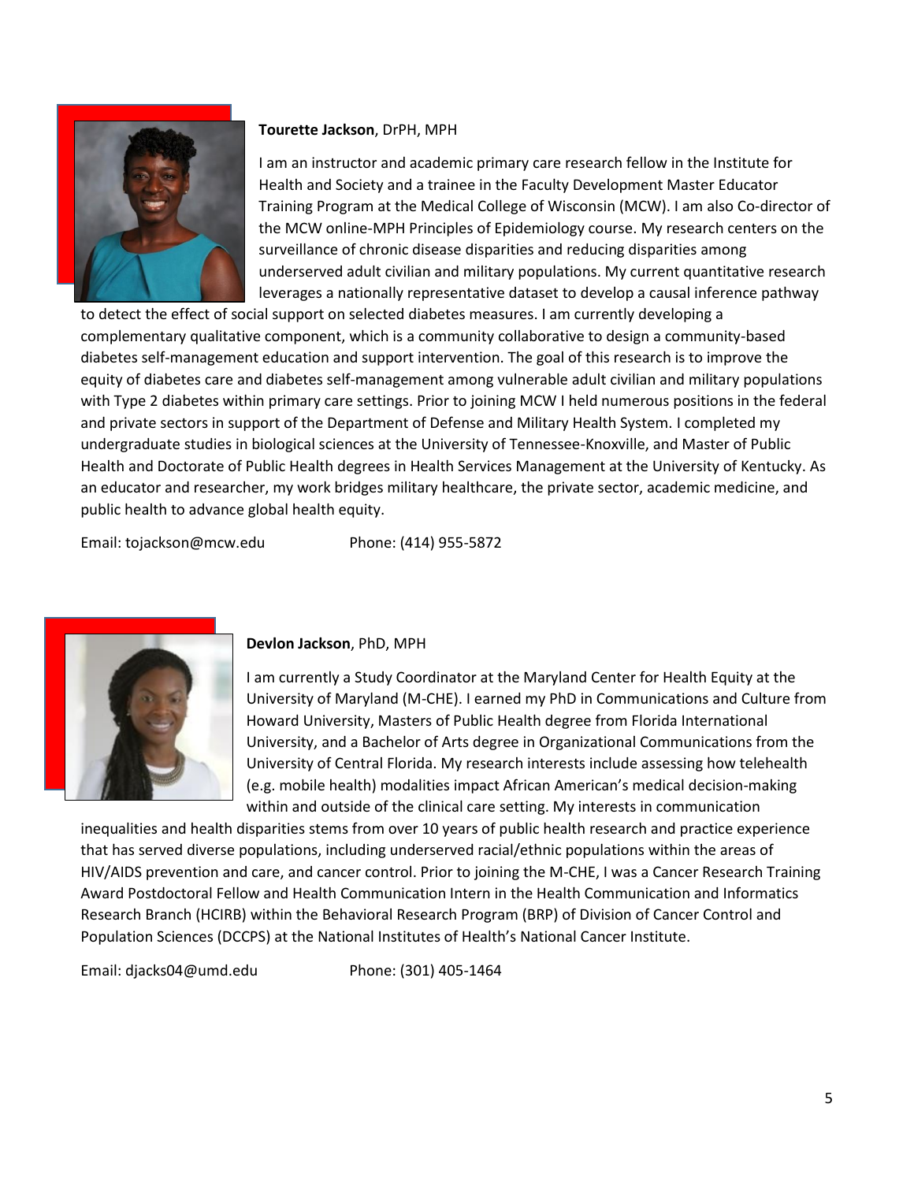**Tourette Jackson**, DrPH, MPH

I am an instructor and academic primary care research fellow in the Institute for Health and Society and a trainee in the Faculty Development Master Educator Training Program at the Medical College of Wisconsin (MCW). I am also Co-director of the MCW online-MPH Principles of Epidemiology course. My research centers on the surveillance of chronic disease disparities and reducing disparities among underserved adult civilian and military populations. My current quantitative research leverages a nationally representative dataset to develop a causal inference pathway to detect the effect of social support on selected diabetes measures. I am currently developing a complementary qualitative component, which is a community collaborative to design a community-based diabetes self-management education and support intervention. The goal of this research is to improve the equity of diabetes care and diabetes self-management among vulnerable adult civilian and military populations with Type 2 diabetes within primary care settings. Prior to joining MCW I held numerous positions in the federal and private sectors in support of the Department of Defense and Military Health System. I completed my undergraduate studies in biological sciences at the University of Tennessee-Knoxville, and Master of Public Health and Doctorate of Public Health degrees in Health Services Management at the University of Kentucky. As an educator and researcher, my work bridges military healthcare, the private sector, academic medicine, and public health to advance global health equity.

Email: tojackson@mcw.edu Phone: (414) 955-5872

**Devlon Jackson**, PhD, MPH

I am currently a Study Coordinator at the Maryland Center for Health Equity at the University of Maryland (M-CHE). I earned my PhD in Communications and Culture from Howard University, Masters of Public Health degree from Florida International University, and a Bachelor of Arts degree in Organizational Communications from the University of Central Florida. My research interests include assessing how telehealth (e.g. mobile health) modalities impact African American's medical decision-making within and outside of the clinical care setting. My interests in communication inequalities and health disparities stems from over 10 years of public health research and practice experience that has served diverse populations, including underserved racial/ethnic populations within the areas of HIV/AIDS prevention and care, and cancer control. Prior to joining the M-CHE, I was a Cancer Research Training Award Postdoctoral Fellow and Health Communication Intern in the Health Communication and Informatics Research Branch (HCIRB) within the Behavioral Research Program (BRP) of Division of Cancer Control and Population Sciences (DCCPS) at the National Institutes of Health's National Cancer Institute.

Email: djacks04@umd.edu Phone: (301) 405-1464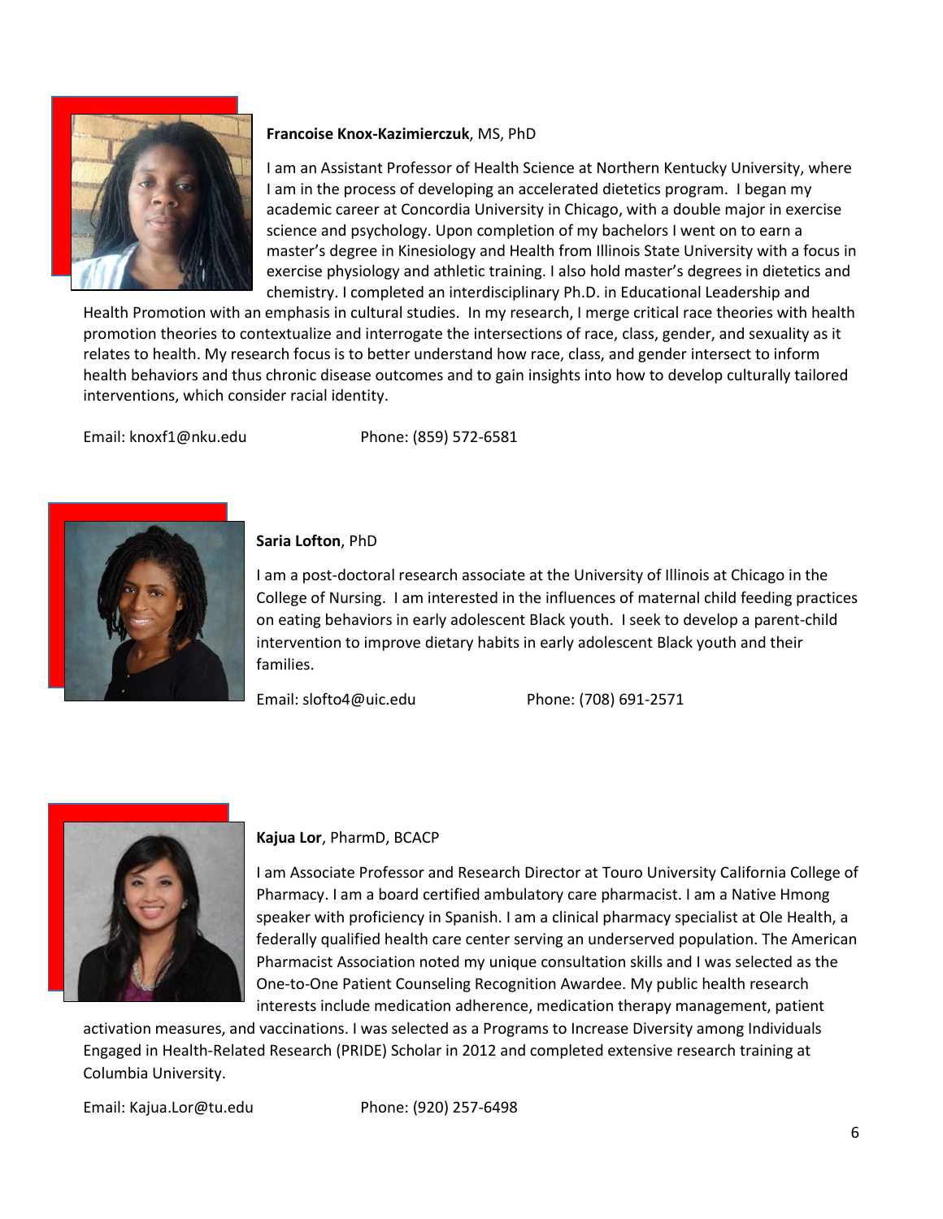**Francoise Knox-Kazimierczuk**, MS, PhD

I am an Assistant Professor of Health Science at Northern Kentucky University, where I am in the process of developing an accelerated dietetics program. I began my academic career at Concordia University in Chicago, with a double major in exercise science and psychology. Upon completion of my bachelors I went on to earn a master's degree in Kinesiology and Health from Illinois State University with a focus in exercise physiology and athletic training. I also hold master's degrees in dietetics and chemistry. I completed an interdisciplinary Ph.D. in Educational Leadership and Health Promotion with an emphasis in cultural studies. In my research, I merge critical race theories with health promotion theories to contextualize and interrogate the intersections of race, class, gender, and sexuality as it relates to health. My research focus is to better understand how race, class, and gender intersect to inform health behaviors and thus chronic disease outcomes and to gain insights into how to develop culturally tailored interventions, which consider racial identity.

Email: knoxf1@nku.edu Phone: (859) 572-6581

**Saria Lofton**, PhD

I am a post-doctoral research associate at the University of Illinois at Chicago in the College of Nursing. I am interested in the influences of maternal child feeding practices on eating behaviors in early adolescent Black youth. I seek to develop a parent-child intervention to improve dietary habits in early adolescent Black youth and their families.

Email: slofto4@uic.edu Phone: (708) 691-2571

**Kajua Lor**, PharmD, BCACP

I am Associate Professor and Research Director at Touro University California College of Pharmacy. I am a board certified ambulatory care pharmacist. I am a Native Hmong speaker with proficiency in Spanish. I am a clinical pharmacy specialist at Ole Health, a federally qualified health care center serving an underserved population. The American Pharmacist Association noted my unique consultation skills and I was selected as the One-to-One Patient Counseling Recognition Awardee. My public health research interests include medication adherence, medication therapy management, patient activation measures, and vaccinations. I was selected as a Programs to Increase Diversity among Individuals Engaged in Health-Related Research (PRIDE) Scholar in 2012 and completed extensive research training at Columbia University.

Email: Kajua.Lor@tu.edu Phone: (920) 257-6498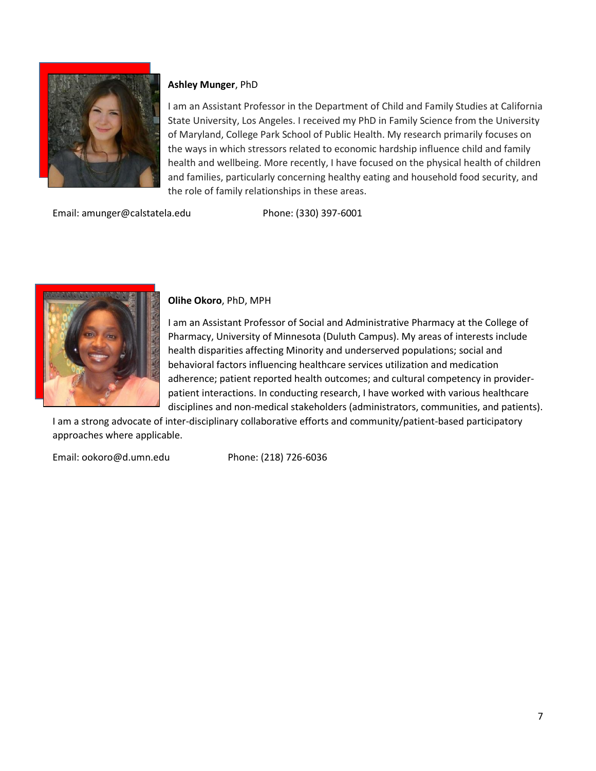**Ashley Munger**, PhD

I am an Assistant Professor in the Department of Child and Family Studies at California State University, Los Angeles. I received my PhD in Family Science from the University of Maryland, College Park School of Public Health. My research primarily focuses on the ways in which stressors related to economic hardship influence child and family health and wellbeing. More recently, I have focused on the physical health of children and families, particularly concerning healthy eating and household food security, and the role of family relationships in these areas.

Email: amunger@calstatela.edu Phone: (330) 397-6001

**Olihe Okoro**, PhD, MPH

I am an Assistant Professor of Social and Administrative Pharmacy at the College of Pharmacy, University of Minnesota (Duluth Campus). My areas of interests include health disparities affecting Minority and underserved populations; social and behavioral factors influencing healthcare services utilization and medication adherence; patient reported health outcomes; and cultural competency in provider-patient interactions. In conducting research, I have worked with various healthcare disciplines and non-medical stakeholders (administrators, communities, and patients). I am a strong advocate of inter-disciplinary collaborative efforts and community/patient-based participatory approaches where applicable.

Email: ookoro@d.umn.edu Phone: (218) 726-6036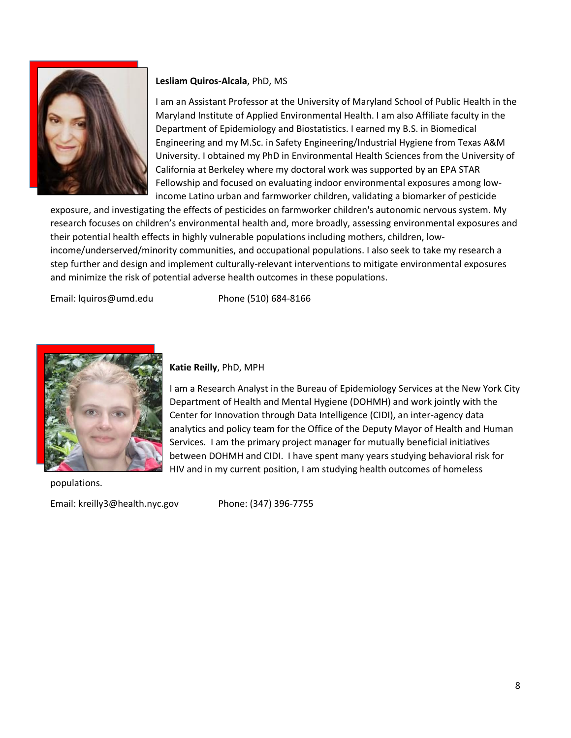**Lesliam Quiros-Alcala**, PhD, MS

I am an Assistant Professor at the University of Maryland School of Public Health in the Maryland Institute of Applied Environmental Health. I am also Affiliate faculty in the Department of Epidemiology and Biostatistics. I earned my B.S. in Biomedical Engineering and my M.Sc. in Safety Engineering/Industrial Hygiene from Texas A&M University. I obtained my PhD in Environmental Health Sciences from the University of California at Berkeley where my doctoral work was supported by an EPA STAR Fellowship and focused on evaluating indoor environmental exposures among low-income Latino urban and farmworker children, validating a biomarker of pesticide exposure, and investigating the effects of pesticides on farmworker children's autonomic nervous system. My research focuses on children's environmental health and, more broadly, assessing environmental exposures and their potential health effects in highly vulnerable populations including mothers, children, low-income/underserved/minority communities, and occupational populations. I also seek to take my research a step further and design and implement culturally-relevant interventions to mitigate environmental exposures and minimize the risk of potential adverse health outcomes in these populations.

Email: lquiros@umd.edu Phone (510) 684-8166

**Katie Reilly**, PhD, MPH

I am a Research Analyst in the Bureau of Epidemiology Services at the New York City Department of Health and Mental Hygiene (DOHMH) and work jointly with the Center for Innovation through Data Intelligence (CIDI), an inter-agency data analytics and policy team for the Office of the Deputy Mayor of Health and Human Services. I am the primary project manager for mutually beneficial initiatives between DOHMH and CIDI. I have spent many years studying behavioral risk for HIV and in my current position, I am studying health outcomes of homeless populations.

Email: kreilly3@health.nyc.gov Phone: (347) 396-7755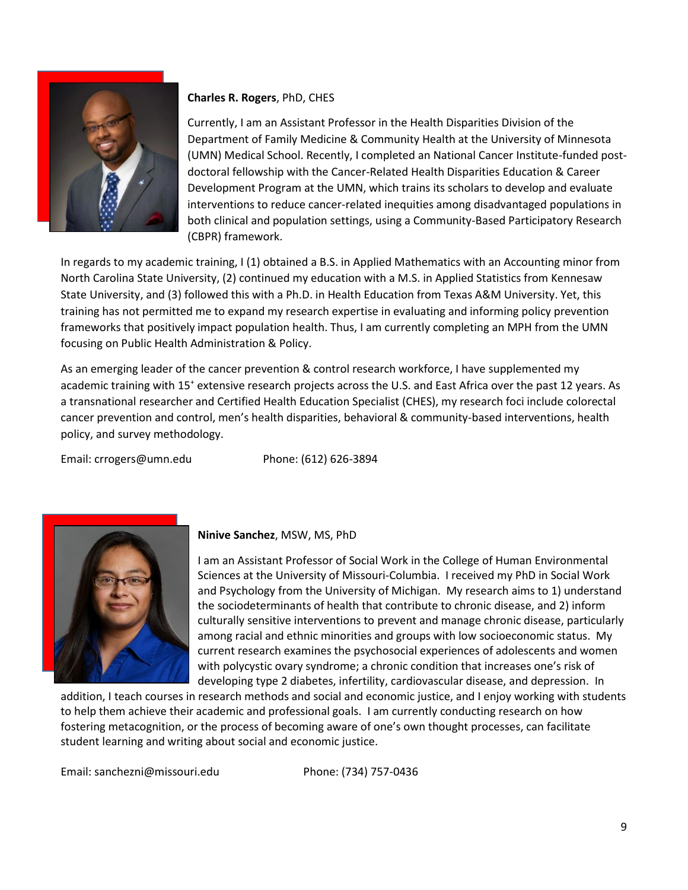**Charles R. Rogers**, PhD, CHES

Currently, I am an Assistant Professor in the Health Disparities Division of the Department of Family Medicine & Community Health at the University of Minnesota (UMN) Medical School. Recently, I completed an National Cancer Institute-funded post-doctoral fellowship with the Cancer-Related Health Disparities Education & Career Development Program at the UMN, which trains its scholars to develop and evaluate interventions to reduce cancer-related inequities among disadvantaged populations in both clinical and population settings, using a Community-Based Participatory Research (CBPR) framework.

In regards to my academic training, I (1) obtained a B.S. in Applied Mathematics with an Accounting minor from North Carolina State University, (2) continued my education with a M.S. in Applied Statistics from Kennesaw State University, and (3) followed this with a Ph.D. in Health Education from Texas A&M University. Yet, this training has not permitted me to expand my research expertise in evaluating and informing policy prevention frameworks that positively impact population health. Thus, I am currently completing an MPH from the UMN focusing on Public Health Administration & Policy.

As an emerging leader of the cancer prevention & control research workforce, I have supplemented my academic training with 15⁺ extensive research projects across the U.S. and East Africa over the past 12 years. As a transnational researcher and Certified Health Education Specialist (CHES), my research foci include colorectal cancer prevention and control, men's health disparities, behavioral & community-based interventions, health policy, and survey methodology.

Email: crrogers@umn.edu Phone: (612) 626-3894

**Ninive Sanchez**, MSW, MS, PhD

I am an Assistant Professor of Social Work in the College of Human Environmental Sciences at the University of Missouri-Columbia. I received my PhD in Social Work and Psychology from the University of Michigan. My research aims to 1) understand the sociodeterminants of health that contribute to chronic disease, and 2) inform culturally sensitive interventions to prevent and manage chronic disease, particularly among racial and ethnic minorities and groups with low socioeconomic status. My current research examines the psychosocial experiences of adolescents and women with polycystic ovary syndrome; a chronic condition that increases one's risk of developing type 2 diabetes, infertility, cardiovascular disease, and depression. In addition, I teach courses in research methods and social and economic justice, and I enjoy working with students to help them achieve their academic and professional goals. I am currently conducting research on how fostering metacognition, or the process of becoming aware of one's own thought processes, can facilitate student learning and writing about social and economic justice.

Email: sanchezni@missouri.edu Phone: (734) 757-0436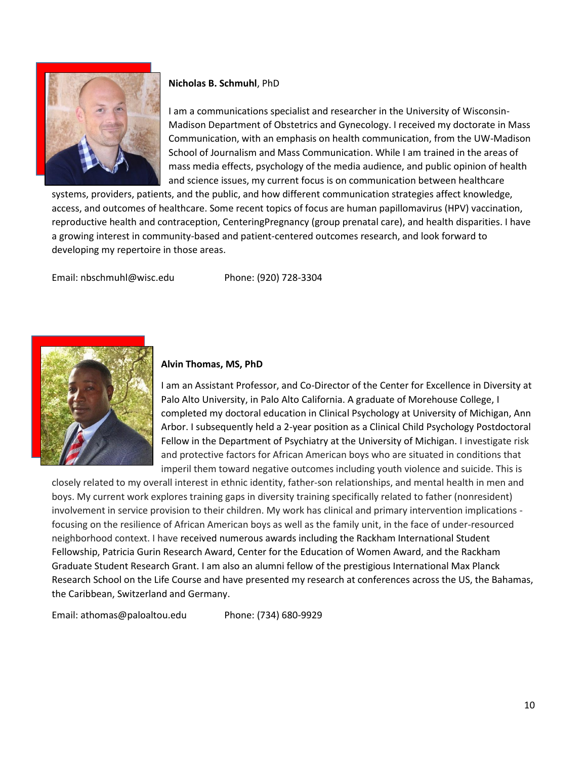**Nicholas B. Schmuhl**, PhD

I am a communications specialist and researcher in the University of Wisconsin-Madison Department of Obstetrics and Gynecology. I received my doctorate in Mass Communication, with an emphasis on health communication, from the UW-Madison School of Journalism and Mass Communication. While I am trained in the areas of mass media effects, psychology of the media audience, and public opinion of health and science issues, my current focus is on communication between healthcare systems, providers, patients, and the public, and how different communication strategies affect knowledge, access, and outcomes of healthcare. Some recent topics of focus are human papillomavirus (HPV) vaccination, reproductive health and contraception, CenteringPregnancy (group prenatal care), and health disparities. I have a growing interest in community-based and patient-centered outcomes research, and look forward to developing my repertoire in those areas.

Email: nbschmuhl@wisc.edu Phone: (920) 728-3304

**Alvin Thomas, MS, PhD**

I am an Assistant Professor, and Co-Director of the Center for Excellence in Diversity at Palo Alto University, in Palo Alto California. A graduate of Morehouse College, I completed my doctoral education in Clinical Psychology at University of Michigan, Ann Arbor. I subsequently held a 2-year position as a Clinical Child Psychology Postdoctoral Fellow in the Department of Psychiatry at the University of Michigan. I investigate risk and protective factors for African American boys who are situated in conditions that imperil them toward negative outcomes including youth violence and suicide. This is closely related to my overall interest in ethnic identity, father-son relationships, and mental health in men and boys. My current work explores training gaps in diversity training specifically related to father (nonresident) involvement in service provision to their children. My work has clinical and primary intervention implications - focusing on the resilience of African American boys as well as the family unit, in the face of under-resourced neighborhood context. I have received numerous awards including the Rackham International Student Fellowship, Patricia Gurin Research Award, Center for the Education of Women Award, and the Rackham Graduate Student Research Grant. I am also an alumni fellow of the prestigious International Max Planck Research School on the Life Course and have presented my research at conferences across the US, the Bahamas, the Caribbean, Switzerland and Germany.

Email: athomas@paloaltou.edu Phone: (734) 680-9929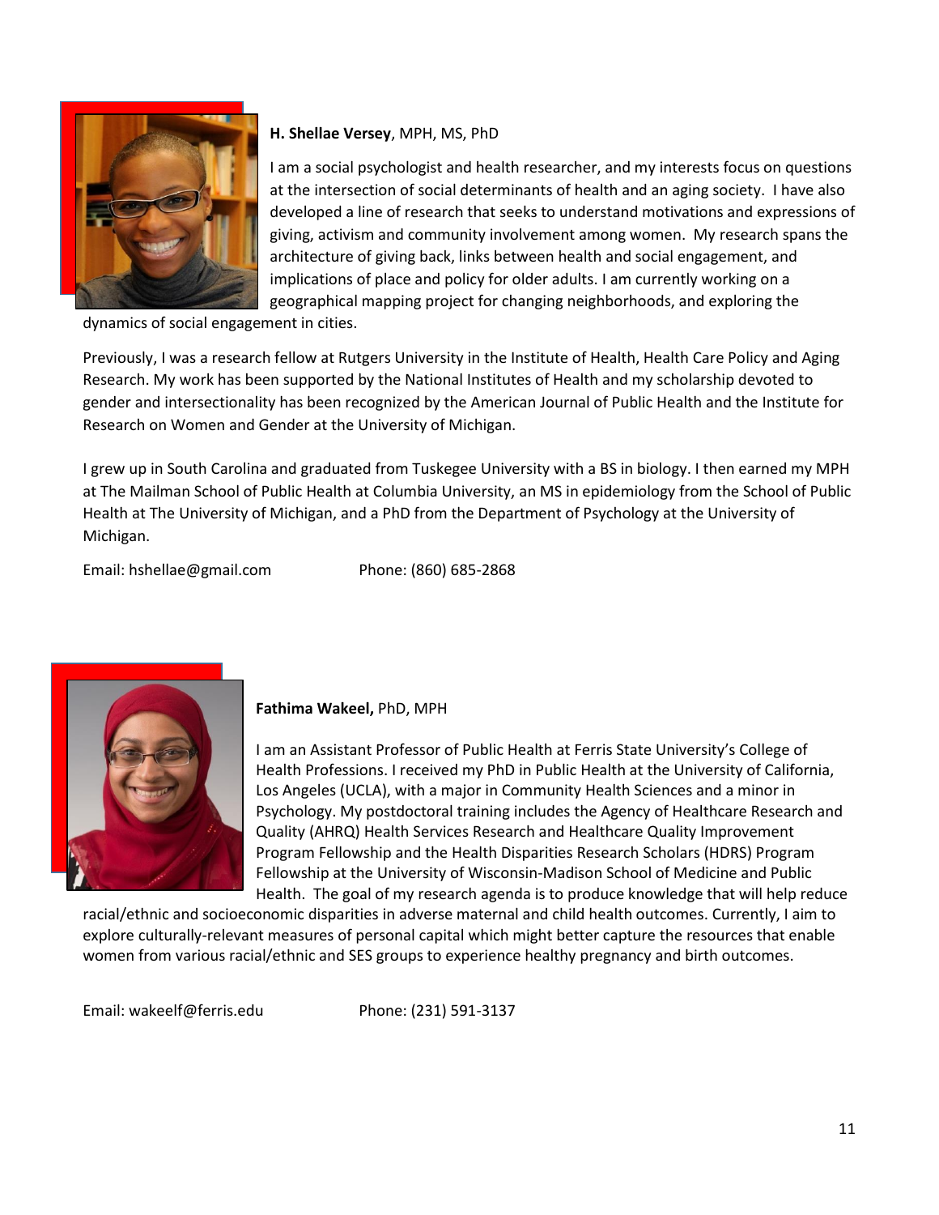**H. Shellae Versey**, MPH, MS, PhD

I am a social psychologist and health researcher, and my interests focus on questions at the intersection of social determinants of health and an aging society. I have also developed a line of research that seeks to understand motivations and expressions of giving, activism and community involvement among women. My research spans the architecture of giving back, links between health and social engagement, and implications of place and policy for older adults. I am currently working on a geographical mapping project for changing neighborhoods, and exploring the dynamics of social engagement in cities.

Previously, I was a research fellow at Rutgers University in the Institute of Health, Health Care Policy and Aging Research. My work has been supported by the National Institutes of Health and my scholarship devoted to gender and intersectionality has been recognized by the American Journal of Public Health and the Institute for Research on Women and Gender at the University of Michigan.

I grew up in South Carolina and graduated from Tuskegee University with a BS in biology. I then earned my MPH at The Mailman School of Public Health at Columbia University, an MS in epidemiology from the School of Public Health at The University of Michigan, and a PhD from the Department of Psychology at the University of Michigan.

Email: hshellae@gmail.com Phone: (860) 685-2868

**Fathima Wakeel,** PhD, MPH

I am an Assistant Professor of Public Health at Ferris State University's College of Health Professions. I received my PhD in Public Health at the University of California, Los Angeles (UCLA), with a major in Community Health Sciences and a minor in Psychology. My postdoctoral training includes the Agency of Healthcare Research and Quality (AHRQ) Health Services Research and Healthcare Quality Improvement Program Fellowship and the Health Disparities Research Scholars (HDRS) Program Fellowship at the University of Wisconsin-Madison School of Medicine and Public Health. The goal of my research agenda is to produce knowledge that will help reduce racial/ethnic and socioeconomic disparities in adverse maternal and child health outcomes. Currently, I aim to explore culturally-relevant measures of personal capital which might better capture the resources that enable women from various racial/ethnic and SES groups to experience healthy pregnancy and birth outcomes.

Email: wakeelf@ferris.edu Phone: (231) 591-3137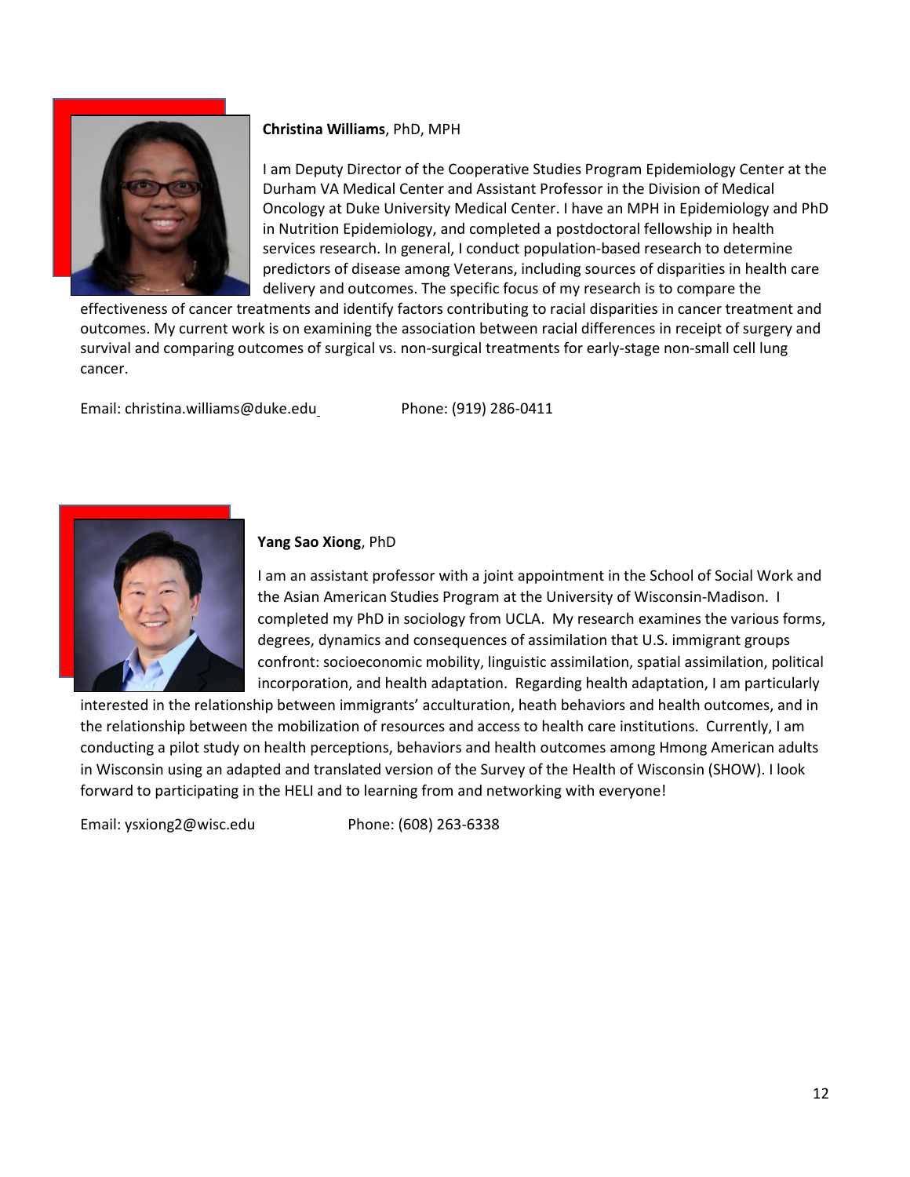**Christina Williams**, PhD, MPH

I am Deputy Director of the Cooperative Studies Program Epidemiology Center at the Durham VA Medical Center and Assistant Professor in the Division of Medical Oncology at Duke University Medical Center. I have an MPH in Epidemiology and PhD in Nutrition Epidemiology, and completed a postdoctoral fellowship in health services research. In general, I conduct population-based research to determine predictors of disease among Veterans, including sources of disparities in health care delivery and outcomes. The specific focus of my research is to compare the effectiveness of cancer treatments and identify factors contributing to racial disparities in cancer treatment and outcomes. My current work is on examining the association between racial differences in receipt of surgery and survival and comparing outcomes of surgical vs. non-surgical treatments for early-stage non-small cell lung cancer.

Email: christina.williams@duke.edu Phone: (919) 286-0411

**Yang Sao Xiong**, PhD

I am an assistant professor with a joint appointment in the School of Social Work and the Asian American Studies Program at the University of Wisconsin-Madison. I completed my PhD in sociology from UCLA. My research examines the various forms, degrees, dynamics and consequences of assimilation that U.S. immigrant groups confront: socioeconomic mobility, linguistic assimilation, spatial assimilation, political incorporation, and health adaptation. Regarding health adaptation, I am particularly interested in the relationship between immigrants' acculturation, heath behaviors and health outcomes, and in the relationship between the mobilization of resources and access to health care institutions. Currently, I am conducting a pilot study on health perceptions, behaviors and health outcomes among Hmong American adults in Wisconsin using an adapted and translated version of the Survey of the Health of Wisconsin (SHOW). I look forward to participating in the HELI and to learning from and networking with everyone!

Email: ysxiong2@wisc.edu Phone: (608) 263-6338